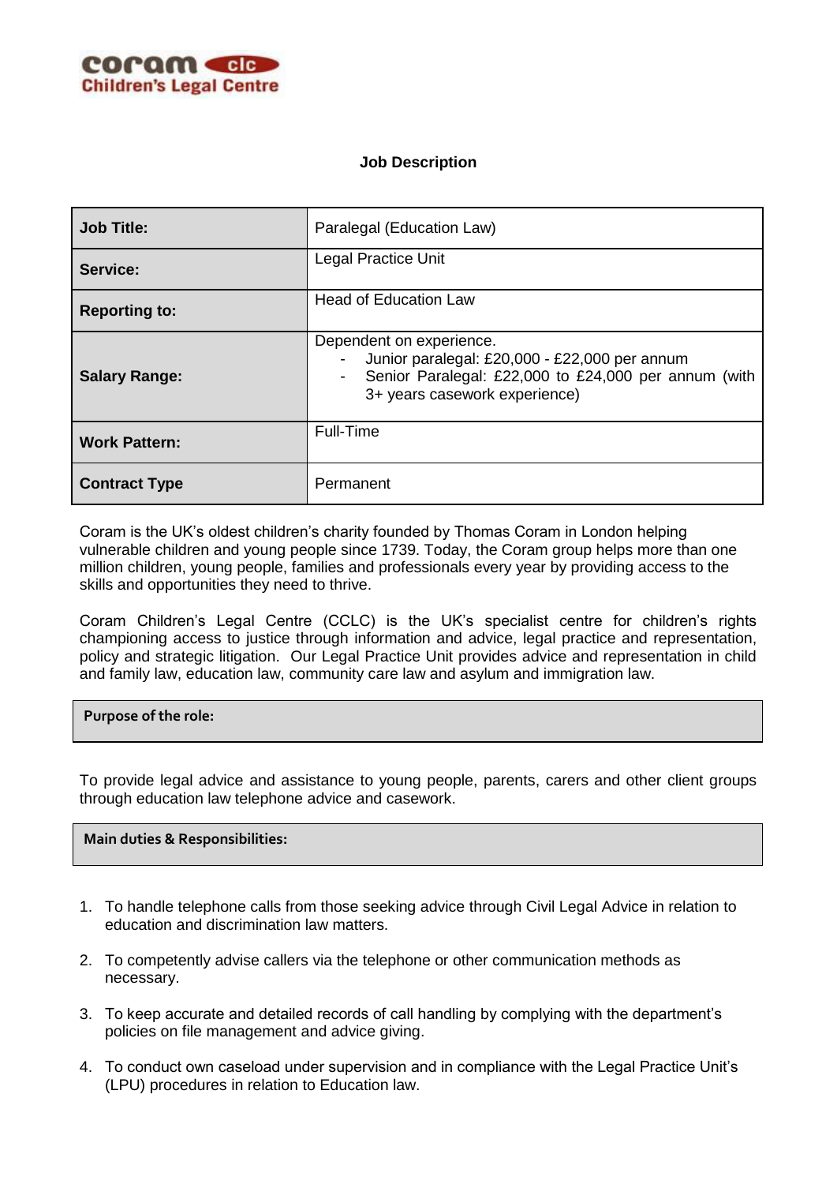coram clc
Children's Legal Centre

## Job Description

| Job Title: | Paralegal (Education Law) |
| --- | --- |
| Service: | Legal Practice Unit |
| Reporting to: | Head of Education Law |
| Salary Range: | Dependent on experience.<br>- Junior paralegal: £20,000 - £22,000 per annum<br>- Senior Paralegal: £22,000 to £24,000 per annum (with 3+ years casework experience) |
| Work Pattern: | Full-Time |
| Contract Type | Permanent |

Coram is the UK's oldest children's charity founded by Thomas Coram in London helping vulnerable children and young people since 1739. Today, the Coram group helps more than one million children, young people, families and professionals every year by providing access to the skills and opportunities they need to thrive.

Coram Children's Legal Centre (CCLC) is the UK's specialist centre for children's rights championing access to justice through information and advice, legal practice and representation, policy and strategic litigation. Our Legal Practice Unit provides advice and representation in child and family law, education law, community care law and asylum and immigration law.

### Purpose of the role:

To provide legal advice and assistance to young people, parents, carers and other client groups through education law telephone advice and casework.

### Main duties & Responsibilities:

1. To handle telephone calls from those seeking advice through Civil Legal Advice in relation to education and discrimination law matters.
2. To competently advise callers via the telephone or other communication methods as necessary.
3. To keep accurate and detailed records of call handling by complying with the department's policies on file management and advice giving.
4. To conduct own caseload under supervision and in compliance with the Legal Practice Unit's (LPU) procedures in relation to Education law.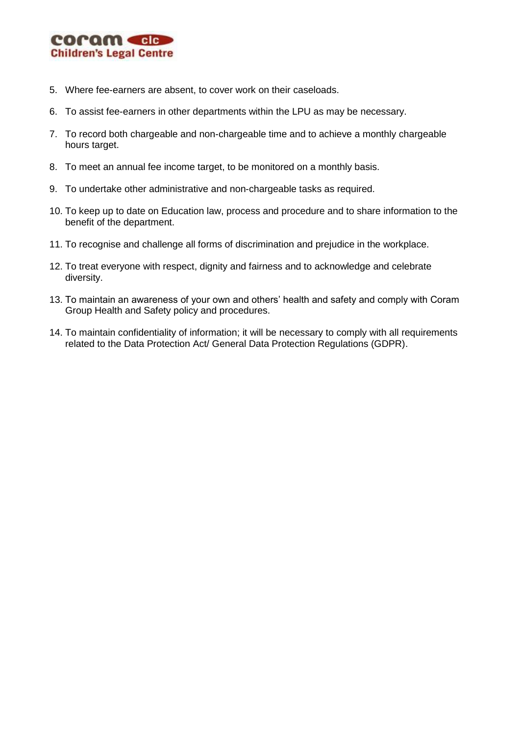5. Where fee-earners are absent, to cover work on their caseloads.
6. To assist fee-earners in other departments within the LPU as may be necessary.
7. To record both chargeable and non-chargeable time and to achieve a monthly chargeable hours target.
8. To meet an annual fee income target, to be monitored on a monthly basis.
9. To undertake other administrative and non-chargeable tasks as required.
10. To keep up to date on Education law, process and procedure and to share information to the benefit of the department.
11. To recognise and challenge all forms of discrimination and prejudice in the workplace.
12. To treat everyone with respect, dignity and fairness and to acknowledge and celebrate diversity.
13. To maintain an awareness of your own and others' health and safety and comply with Coram Group Health and Safety policy and procedures.
14. To maintain confidentiality of information; it will be necessary to comply with all requirements related to the Data Protection Act/ General Data Protection Regulations (GDPR).